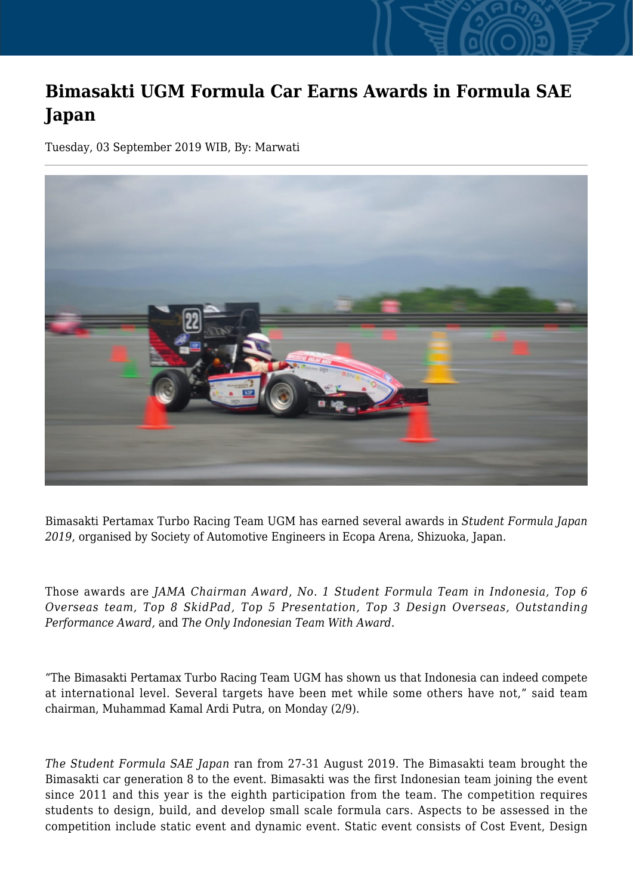# Bimasakti UGM Formula Car Earns Awards in Formula SAE Japan

Tuesday, 03 September 2019 WIB, By: Marwati

Bimasakti Pertamax Turbo Racing Team UGM has earned several awards in *Student Formula Japan 2019*, organised by Society of Automotive Engineers in Ecopa Arena, Shizuoka, Japan.

Those awards are *JAMA Chairman Award*, *No. 1 Student Formula Team in Indonesia, Top 6 Overseas team, Top 8 SkidPad, Top 5 Presentation, Top 3 Design Overseas, Outstanding Performance Award,* and *The Only Indonesian Team With Award*.

"The Bimasakti Pertamax Turbo Racing Team UGM has shown us that Indonesia can indeed compete at international level. Several targets have been met while some others have not," said team chairman, Muhammad Kamal Ardi Putra, on Monday (2/9).

*The Student Formula SAE Japan* ran from 27-31 August 2019. The Bimasakti team brought the Bimasakti car generation 8 to the event. Bimasakti was the first Indonesian team joining the event since 2011 and this year is the eighth participation from the team. The competition requires students to design, build, and develop small scale formula cars. Aspects to be assessed in the competition include static event and dynamic event. Static event consists of Cost Event, Design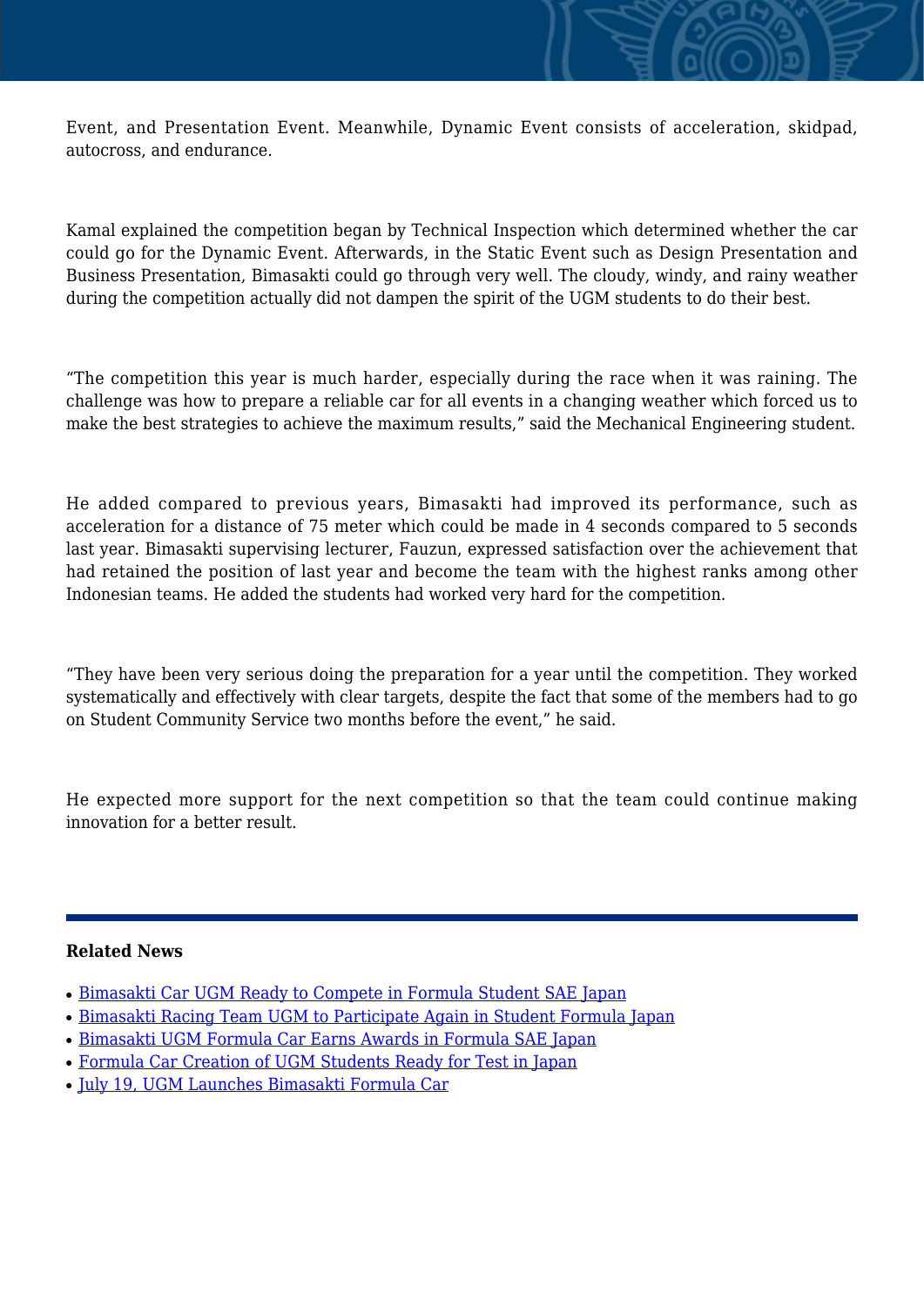Event, and Presentation Event. Meanwhile, Dynamic Event consists of acceleration, skidpad, autocross, and endurance.

Kamal explained the competition began by Technical Inspection which determined whether the car could go for the Dynamic Event. Afterwards, in the Static Event such as Design Presentation and Business Presentation, Bimasakti could go through very well. The cloudy, windy, and rainy weather during the competition actually did not dampen the spirit of the UGM students to do their best.

"The competition this year is much harder, especially during the race when it was raining. The challenge was how to prepare a reliable car for all events in a changing weather which forced us to make the best strategies to achieve the maximum results," said the Mechanical Engineering student.

He added compared to previous years, Bimasakti had improved its performance, such as acceleration for a distance of 75 meter which could be made in 4 seconds compared to 5 seconds last year. Bimasakti supervising lecturer, Fauzun, expressed satisfaction over the achievement that had retained the position of last year and become the team with the highest ranks among other Indonesian teams. He added the students had worked very hard for the competition.

"They have been very serious doing the preparation for a year until the competition. They worked systematically and effectively with clear targets, despite the fact that some of the members had to go on Student Community Service two months before the event," he said.

He expected more support for the next competition so that the team could continue making innovation for a better result.

---

**Related News**

- Bimasakti Car UGM Ready to Compete in Formula Student SAE Japan
- Bimasakti Racing Team UGM to Participate Again in Student Formula Japan
- Bimasakti UGM Formula Car Earns Awards in Formula SAE Japan
- Formula Car Creation of UGM Students Ready for Test in Japan
- July 19, UGM Launches Bimasakti Formula Car